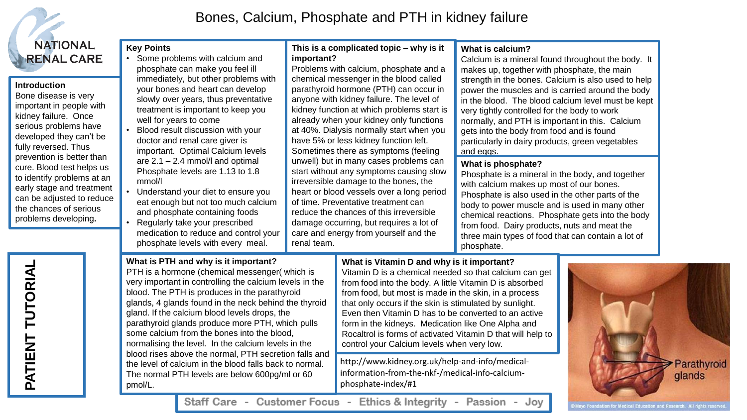# Bones, Calcium, Phosphate and PTH in kidney failure

NATIONAL RENAL CARE

PATIENT TUTORIAL

## Introduction

Bone disease is very important in people with kidney failure. Once serious problems have developed they can't be fully reversed. Thus prevention is better than cure. Blood test helps us to identify problems at an early stage and treatment can be adjusted to reduce the chances of serious problems developing**.**

## Key Points

- Some problems with calcium and phosphate can make you feel ill immediately, but other problems with your bones and heart can develop slowly over years, thus preventative treatment is important to keep you well for years to come
- Blood result discussion with your doctor and renal care giver is important. Optimal Calcium levels are 2.1 – 2.4 mmol/l and optimal Phosphate levels are 1.13 to 1.8 mmol/l
- Understand your diet to ensure you eat enough but not too much calcium and phosphate containing foods
- Regularly take your prescribed medication to reduce and control your phosphate levels with every meal.

## This is a complicated topic – why is it important?

Problems with calcium, phosphate and a chemical messenger in the blood called parathyroid hormone (PTH) can occur in anyone with kidney failure. The level of kidney function at which problems start is already when your kidney only functions at 40%. Dialysis normally start when you have 5% or less kidney function left. Sometimes there as symptoms (feeling unwell) but in many cases problems can start without any symptoms causing slow irreversible damage to the bones, the heart or blood vessels over a long period of time. Preventative treatment can reduce the chances of this irreversible damage occurring, but requires a lot of care and energy from yourself and the renal team.

## What is calcium?

Calcium is a mineral found throughout the body. It makes up, together with phosphate, the main strength in the bones. Calcium is also used to help power the muscles and is carried around the body in the blood. The blood calcium level must be kept very tightly controlled for the body to work normally, and PTH is important in this. Calcium gets into the body from food and is found particularly in dairy products, green vegetables and eggs.

## What is phosphate?

Phosphate is a mineral in the body, and together with calcium makes up most of our bones. Phosphate is also used in the other parts of the body to power muscle and is used in many other chemical reactions. Phosphate gets into the body from food. Dairy products, nuts and meat the three main types of food that can contain a lot of phosphate.

## What is PTH and why is it important?

PTH is a hormone (chemical messenger( which is very important in controlling the calcium levels in the blood. The PTH is produces in the parathyroid glands, 4 glands found in the neck behind the thyroid gland. If the calcium blood levels drops, the parathyroid glands produce more PTH, which pulls some calcium from the bones into the blood, normalising the level. In the calcium levels in the blood rises above the normal, PTH secretion falls and the level of calcium in the blood falls back to normal. The normal PTH levels are below 600pg/ml or 60 pmol/L.

## What is Vitamin D and why is it important?

Vitamin D is a chemical needed so that calcium can get from food into the body. A little Vitamin D is absorbed from food, but most is made in the skin, in a process that only occurs if the skin is stimulated by sunlight. Even then Vitamin D has to be converted to an active form in the kidneys. Medication like One Alpha and Rocaltrol is forms of activated Vitamin D that will help to control your Calcium levels when very low.

http://www.kidney.org.uk/help-and-info/medical-information-from-the-nkf-/medical-info-calcium-phosphate-index/#1

Parathyroid glands

© Mayo Foundation for Medical Education and Research. All rights reserved.

Staff Care - Customer Focus - Ethics & Integrity - Passion - Joy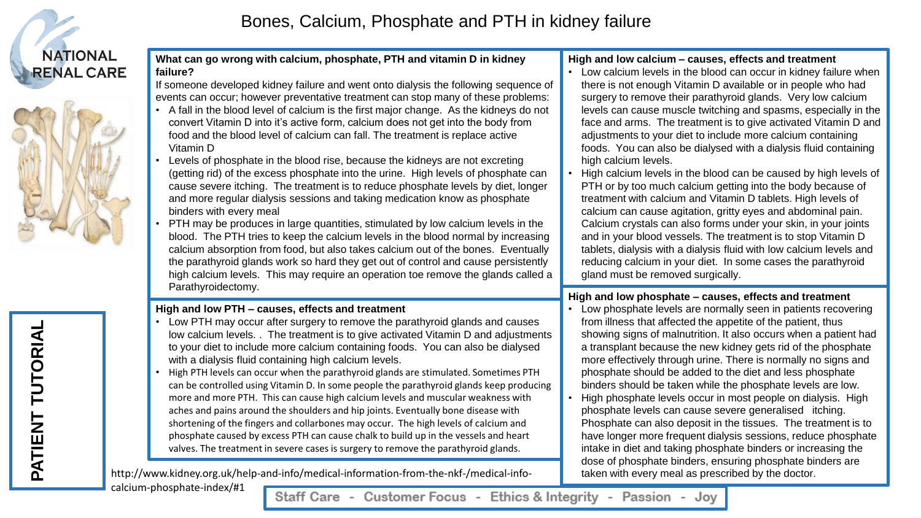# Bones, Calcium, Phosphate and PTH in kidney failure

NATIONAL RENAL CARE

PATIENT TUTORIAL

## What can go wrong with calcium, phosphate, PTH and vitamin D in kidney failure?

If someone developed kidney failure and went onto dialysis the following sequence of events can occur; however preventative treatment can stop many of these problems:

- A fall in the blood level of calcium is the first major change. As the kidneys do not convert Vitamin D into it's active form, calcium does not get into the body from food and the blood level of calcium can fall. The treatment is replace active Vitamin D
- Levels of phosphate in the blood rise, because the kidneys are not excreting (getting rid) of the excess phosphate into the urine. High levels of phosphate can cause severe itching. The treatment is to reduce phosphate levels by diet, longer and more regular dialysis sessions and taking medication know as phosphate binders with every meal
- PTH may be produces in large quantities, stimulated by low calcium levels in the blood. The PTH tries to keep the calcium levels in the blood normal by increasing calcium absorption from food, but also takes calcium out of the bones. Eventually the parathyroid glands work so hard they get out of control and cause persistently high calcium levels. This may require an operation toe remove the glands called a Parathyroidectomy.

## High and low PTH – causes, effects and treatment

- Low PTH may occur after surgery to remove the parathyroid glands and causes low calcium levels. . The treatment is to give activated Vitamin D and adjustments to your diet to include more calcium containing foods. You can also be dialysed with a dialysis fluid containing high calcium levels.
- High PTH levels can occur when the parathyroid glands are stimulated. Sometimes PTH can be controlled using Vitamin D. In some people the parathyroid glands keep producing more and more PTH. This can cause high calcium levels and muscular weakness with aches and pains around the shoulders and hip joints. Eventually bone disease with shortening of the fingers and collarbones may occur. The high levels of calcium and phosphate caused by excess PTH can cause chalk to build up in the vessels and heart valves. The treatment in severe cases is surgery to remove the parathyroid glands.

http://www.kidney.org.uk/help-and-info/medical-information-from-the-nkf-/medical-info-calcium-phosphate-index/#1

## High and low calcium – causes, effects and treatment

- Low calcium levels in the blood can occur in kidney failure when there is not enough Vitamin D available or in people who had surgery to remove their parathyroid glands. Very low calcium levels can cause muscle twitching and spasms, especially in the face and arms. The treatment is to give activated Vitamin D and adjustments to your diet to include more calcium containing foods. You can also be dialysed with a dialysis fluid containing high calcium levels.
- High calcium levels in the blood can be caused by high levels of PTH or by too much calcium getting into the body because of treatment with calcium and Vitamin D tablets. High levels of calcium can cause agitation, gritty eyes and abdominal pain. Calcium crystals can also forms under your skin, in your joints and in your blood vessels. The treatment is to stop Vitamin D tablets, dialysis with a dialysis fluid with low calcium levels and reducing calcium in your diet. In some cases the parathyroid gland must be removed surgically.

## High and low phosphate – causes, effects and treatment

- Low phosphate levels are normally seen in patients recovering from illness that affected the appetite of the patient, thus showing signs of malnutrition. It also occurs when a patient had a transplant because the new kidney gets rid of the phosphate more effectively through urine. There is normally no signs and phosphate should be added to the diet and less phosphate binders should be taken while the phosphate levels are low.
- High phosphate levels occur in most people on dialysis. High phosphate levels can cause severe generalised itching. Phosphate can also deposit in the tissues. The treatment is to have longer more frequent dialysis sessions, reduce phosphate intake in diet and taking phosphate binders or increasing the dose of phosphate binders, ensuring phosphate binders are taken with every meal as prescribed by the doctor.

Staff Care - Customer Focus - Ethics & Integrity - Passion - Joy